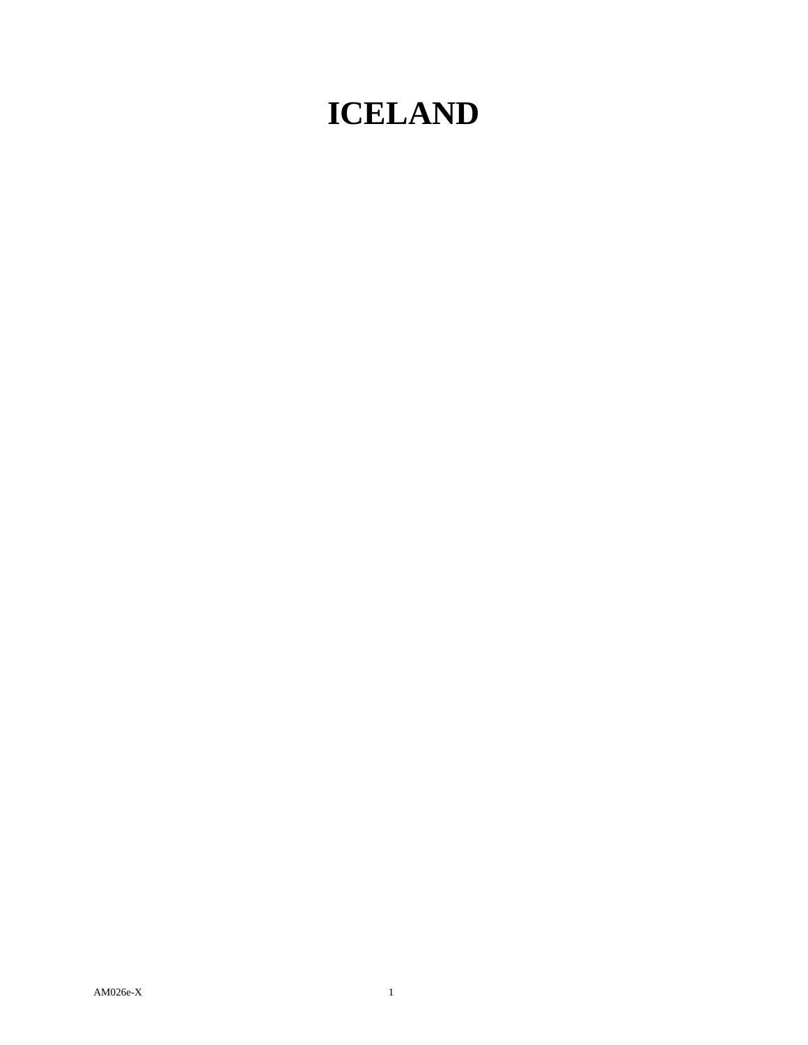# ICELAND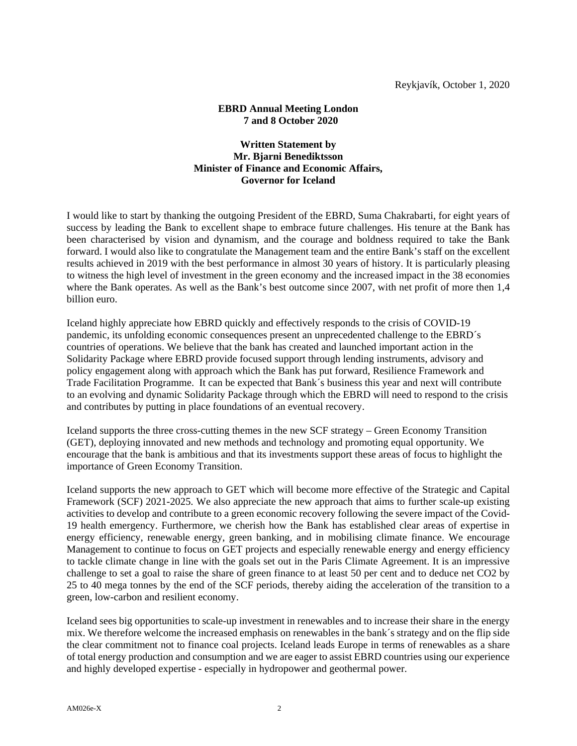Reykjavík, October 1, 2020

**EBRD Annual Meeting London**
**7 and 8 October 2020**

**Written Statement by**
**Mr. Bjarni Benediktsson**
**Minister of Finance and Economic Affairs,**
**Governor for Iceland**

I would like to start by thanking the outgoing President of the EBRD, Suma Chakrabarti, for eight years of success by leading the Bank to excellent shape to embrace future challenges. His tenure at the Bank has been characterised by vision and dynamism, and the courage and boldness required to take the Bank forward. I would also like to congratulate the Management team and the entire Bank's staff on the excellent results achieved in 2019 with the best performance in almost 30 years of history. It is particularly pleasing to witness the high level of investment in the green economy and the increased impact in the 38 economies where the Bank operates. As well as the Bank's best outcome since 2007, with net profit of more then 1,4 billion euro.

Iceland highly appreciate how EBRD quickly and effectively responds to the crisis of COVID-19 pandemic, its unfolding economic consequences present an unprecedented challenge to the EBRD´s countries of operations. We believe that the bank has created and launched important action in the Solidarity Package where EBRD provide focused support through lending instruments, advisory and policy engagement along with approach which the Bank has put forward, Resilience Framework and Trade Facilitation Programme. It can be expected that Bank´s business this year and next will contribute to an evolving and dynamic Solidarity Package through which the EBRD will need to respond to the crisis and contributes by putting in place foundations of an eventual recovery.

Iceland supports the three cross-cutting themes in the new SCF strategy – Green Economy Transition (GET), deploying innovated and new methods and technology and promoting equal opportunity. We encourage that the bank is ambitious and that its investments support these areas of focus to highlight the importance of Green Economy Transition.

Iceland supports the new approach to GET which will become more effective of the Strategic and Capital Framework (SCF) 2021-2025. We also appreciate the new approach that aims to further scale-up existing activities to develop and contribute to a green economic recovery following the severe impact of the Covid-19 health emergency. Furthermore, we cherish how the Bank has established clear areas of expertise in energy efficiency, renewable energy, green banking, and in mobilising climate finance. We encourage Management to continue to focus on GET projects and especially renewable energy and energy efficiency to tackle climate change in line with the goals set out in the Paris Climate Agreement. It is an impressive challenge to set a goal to raise the share of green finance to at least 50 per cent and to deduce net $CO_2$ by 25 to 40 mega tonnes by the end of the SCF periods, thereby aiding the acceleration of the transition to a green, low-carbon and resilient economy.

Iceland sees big opportunities to scale-up investment in renewables and to increase their share in the energy mix. We therefore welcome the increased emphasis on renewables in the bank´s strategy and on the flip side the clear commitment not to finance coal projects. Iceland leads Europe in terms of renewables as a share of total energy production and consumption and we are eager to assist EBRD countries using our experience and highly developed expertise - especially in hydropower and geothermal power.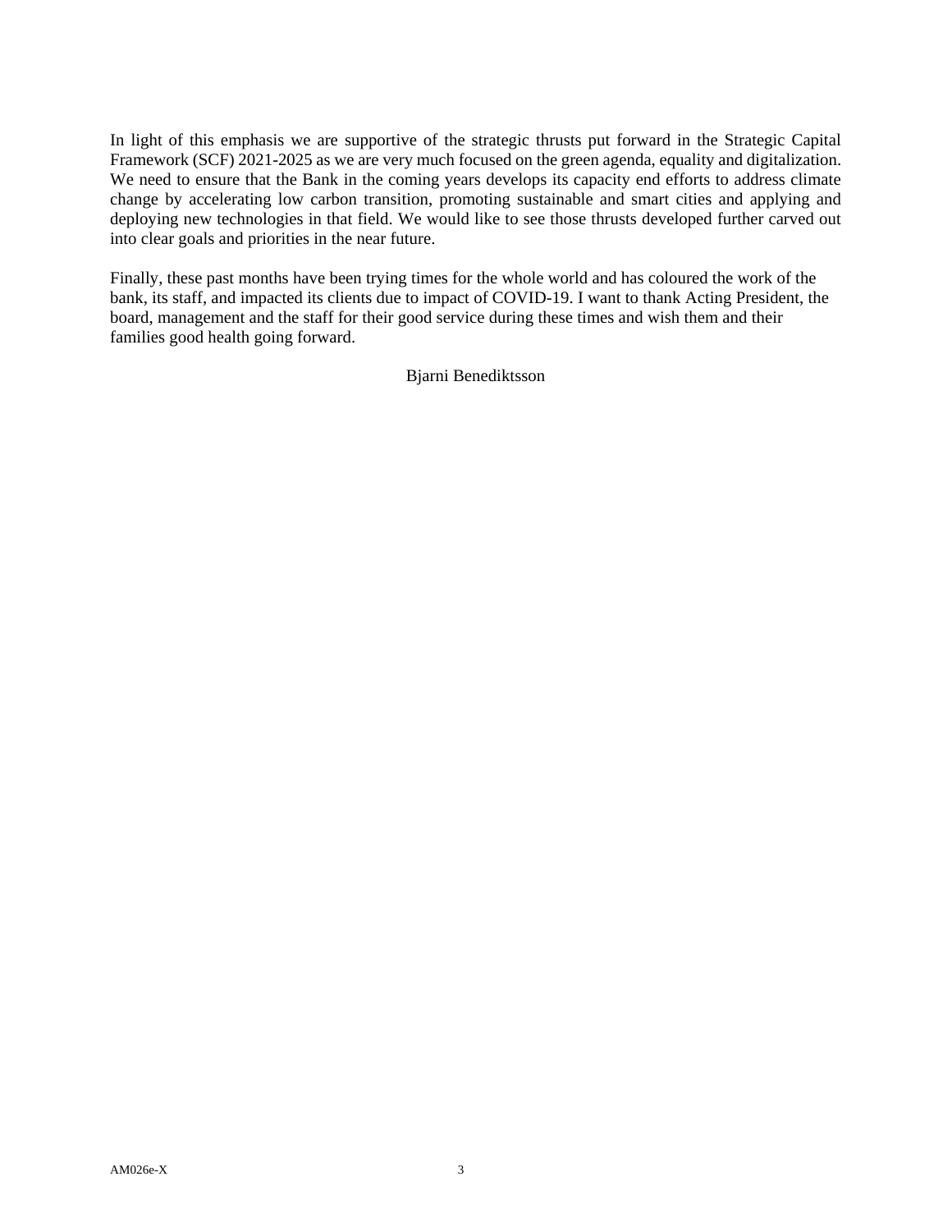In light of this emphasis we are supportive of the strategic thrusts put forward in the Strategic Capital Framework (SCF) 2021-2025 as we are very much focused on the green agenda, equality and digitalization. We need to ensure that the Bank in the coming years develops its capacity end efforts to address climate change by accelerating low carbon transition, promoting sustainable and smart cities and applying and deploying new technologies in that field. We would like to see those thrusts developed further carved out into clear goals and priorities in the near future.

Finally, these past months have been trying times for the whole world and has coloured the work of the bank, its staff, and impacted its clients due to impact of COVID-19. I want to thank Acting President, the board, management and the staff for their good service during these times and wish them and their families good health going forward.

Bjarni Benediktsson